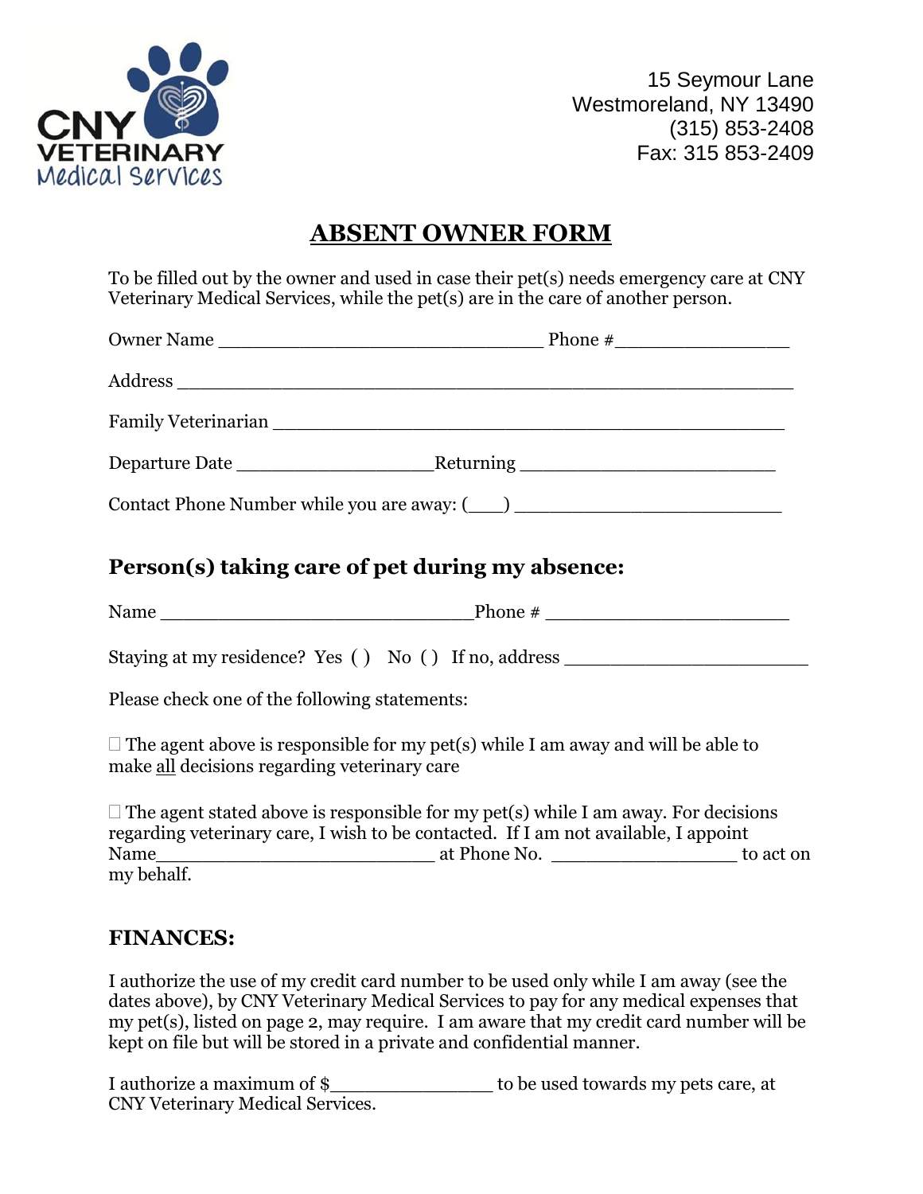CNY VETERINARY Medical Services

15 Seymour Lane
Westmoreland, NY 13490
(315) 853-2408
Fax: 315 853-2409

# ABSENT OWNER FORM

To be filled out by the owner and used in case their pet(s) needs emergency care at CNY Veterinary Medical Services, while the pet(s) are in the care of another person.

Owner Name ______________________________ Phone #________________

Address _______________________________________________________

Family Veterinarian _______________________________________________

Departure Date __________________Returning _______________________

Contact Phone Number while you are away: (___) ________________________

## Person(s) taking care of pet during my absence:

Name ____________________________Phone # ______________________

Staying at my residence? Yes ( ) No ( ) If no, address ______________________

Please check one of the following statements:

☐ The agent above is responsible for my pet(s) while I am away and will be able to make all decisions regarding veterinary care

☐ The agent stated above is responsible for my pet(s) while I am away. For decisions regarding veterinary care, I wish to be contacted. If I am not available, I appoint Name_________________________ at Phone No. _________________ to act on my behalf.

## FINANCES:

I authorize the use of my credit card number to be used only while I am away (see the dates above), by CNY Veterinary Medical Services to pay for any medical expenses that my pet(s), listed on page 2, may require. I am aware that my credit card number will be kept on file but will be stored in a private and confidential manner.

I authorize a maximum of $_______________ to be used towards my pets care, at CNY Veterinary Medical Services.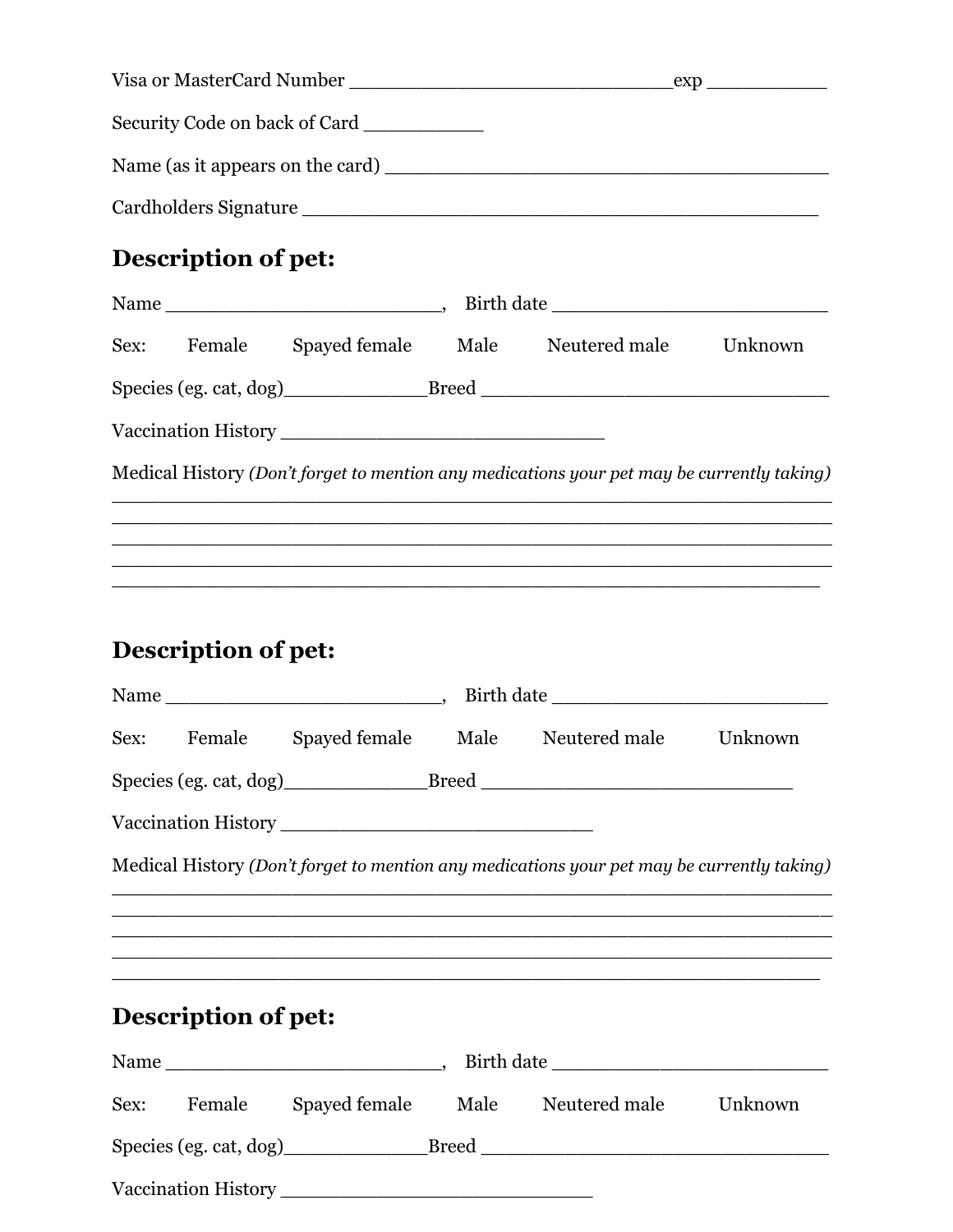Visa or MasterCard Number ____________________________exp ___________

Security Code on back of Card ___________

Name (as it appears on the card) _______________________________________

Cardholders Signature _____________________________________________

## Description of pet:

Name ________________________, Birth date ________________________

Sex: Female Spayed female Male Neutered male Unknown

Species (eg. cat, dog)_____________Breed ______________________________

Vaccination History ____________________________

Medical History *(Don't forget to mention any medications your pet may be currently taking)*
_______________________________________________________________
_______________________________________________________________
_______________________________________________________________
_______________________________________________________________
______________________________________________________________

## Description of pet:

Name ________________________, Birth date ________________________

Sex: Female Spayed female Male Neutered male Unknown

Species (eg. cat, dog)_____________Breed ___________________________

Vaccination History ___________________________

Medical History *(Don't forget to mention any medications your pet may be currently taking)*
_______________________________________________________________
_______________________________________________________________
_______________________________________________________________
_______________________________________________________________
______________________________________________________________

## Description of pet:

Name ________________________, Birth date ________________________

Sex: Female Spayed female Male Neutered male Unknown

Species (eg. cat, dog)_____________Breed ______________________________

Vaccination History ___________________________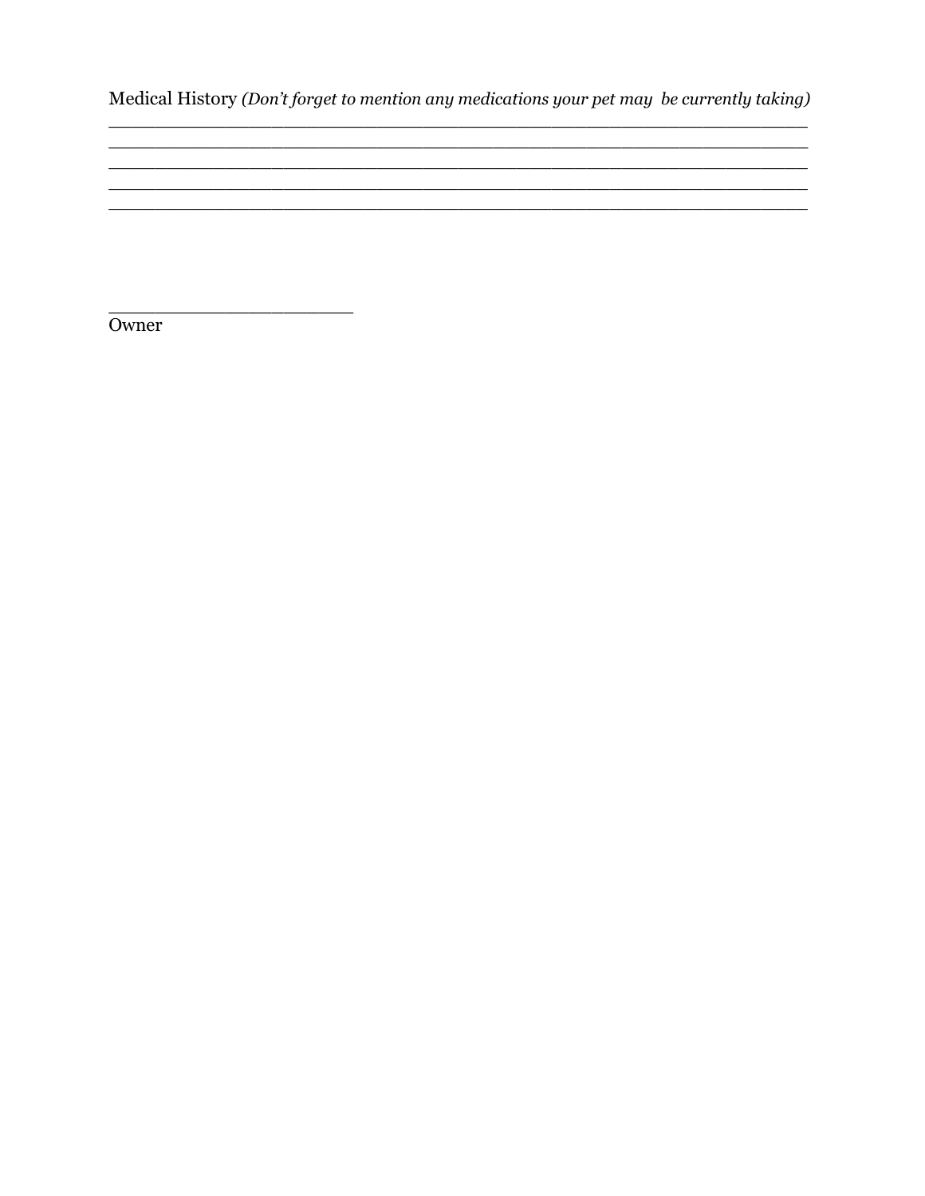Medical History *(Don't forget to mention any medications your pet may  be currently taking)*

\_\_\_\_\_\_\_\_\_\_\_\_\_\_\_\_\_\_\_\_\_\_\_\_\_\_\_\_\_\_\_\_\_\_\_\_\_\_\_\_\_\_\_\_\_\_\_\_\_\_\_\_\_\_\_\_\_\_\_\_
\_\_\_\_\_\_\_\_\_\_\_\_\_\_\_\_\_\_\_\_\_\_\_\_\_\_\_\_\_\_\_\_\_\_\_\_\_\_\_\_\_\_\_\_\_\_\_\_\_\_\_\_\_\_\_\_\_\_\_\_
\_\_\_\_\_\_\_\_\_\_\_\_\_\_\_\_\_\_\_\_\_\_\_\_\_\_\_\_\_\_\_\_\_\_\_\_\_\_\_\_\_\_\_\_\_\_\_\_\_\_\_\_\_\_\_\_\_\_\_\_
\_\_\_\_\_\_\_\_\_\_\_\_\_\_\_\_\_\_\_\_\_\_\_\_\_\_\_\_\_\_\_\_\_\_\_\_\_\_\_\_\_\_\_\_\_\_\_\_\_\_\_\_\_\_\_\_\_\_\_\_
\_\_\_\_\_\_\_\_\_\_\_\_\_\_\_\_\_\_\_\_\_\_\_\_\_\_\_\_\_\_\_\_\_\_\_\_\_\_\_\_\_\_\_\_\_\_\_\_\_\_\_\_\_\_\_\_\_\_\_\_

\_\_\_\_\_\_\_\_\_\_\_\_\_\_\_\_\_\_\_\_\_\_
Owner